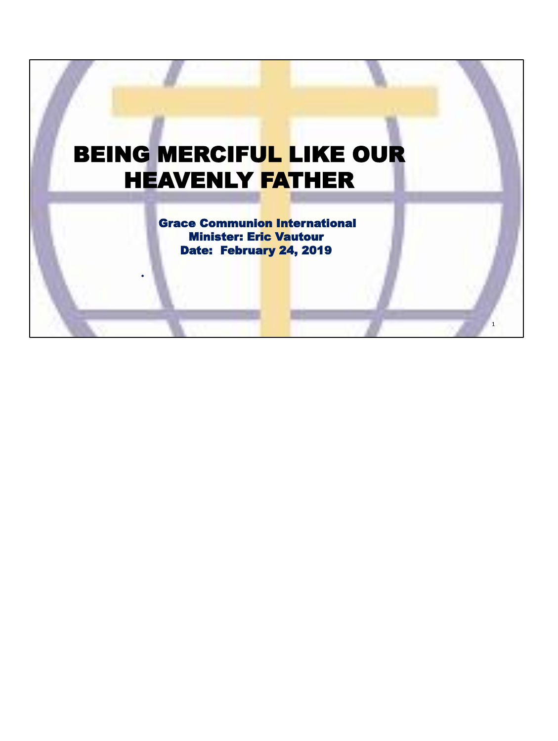# BEING MERCIFUL LIKE OUR HEAVENLY FATHER

**Grace Communion International**
**Minister: Eric Vautour**
**Date: February 24, 2019**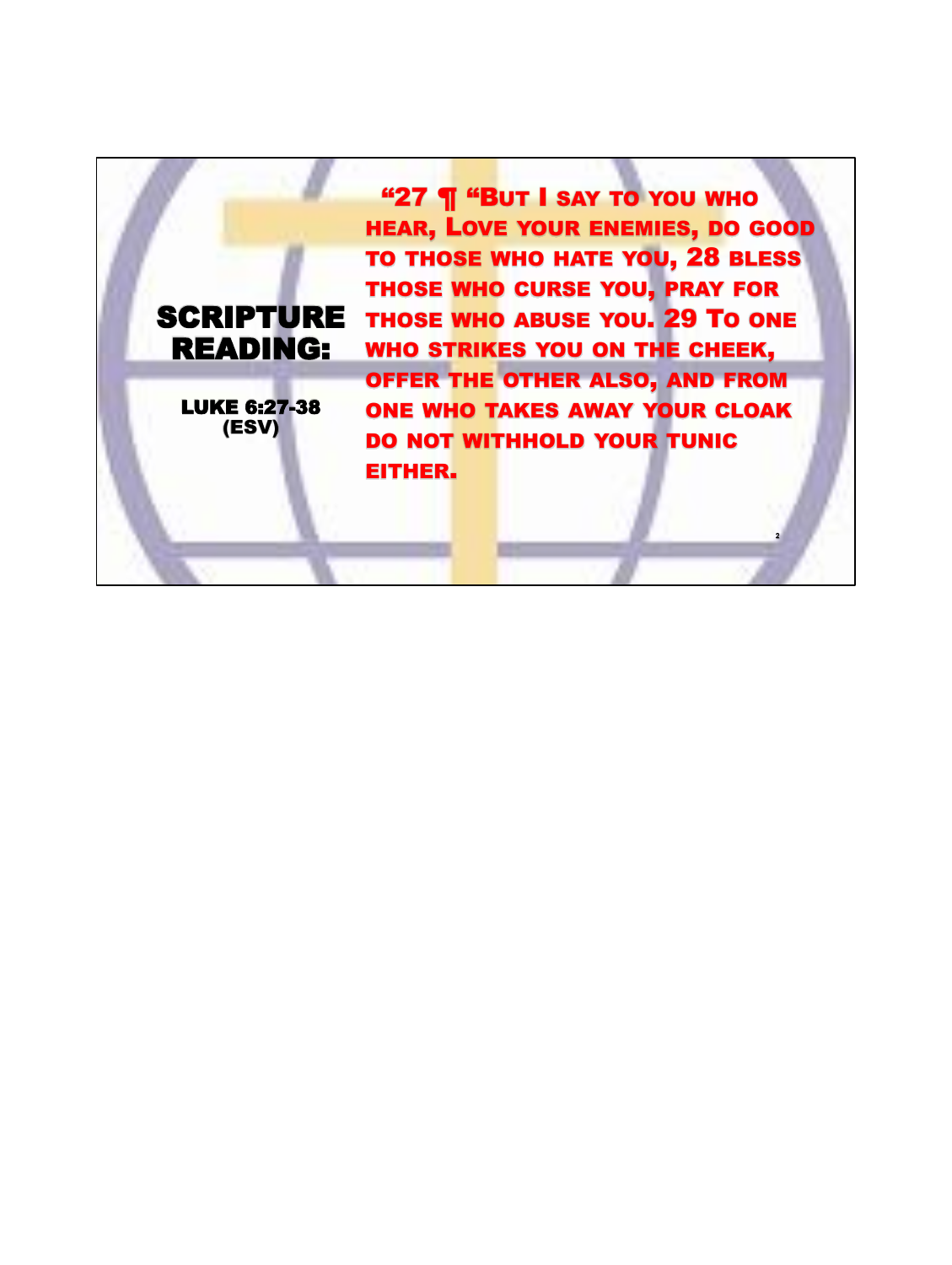# SCRIPTURE READING:

**LUKE 6:27-38 (ESV)**

"27 ¶ "But I say to you who hear, Love your enemies, do good to those who hate you, 28 bless those who curse you, pray for those who abuse you. 29 To one who strikes you on the cheek, offer the other also, and from one who takes away your cloak do not withhold your tunic either.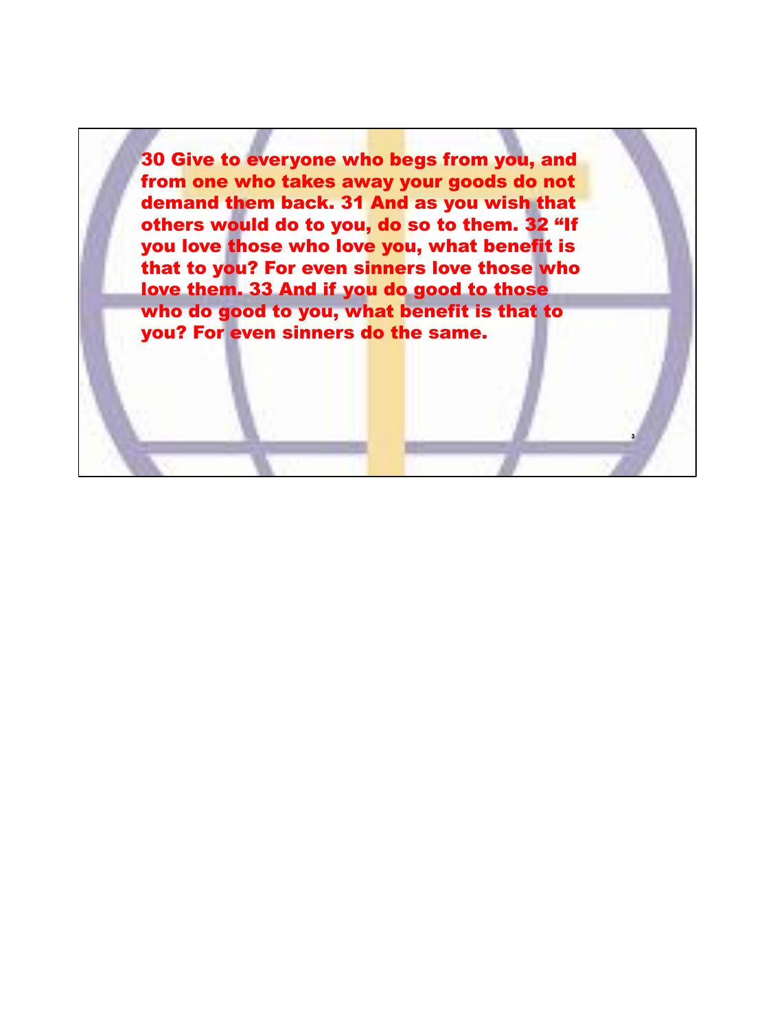30 Give to everyone who begs from you, and from one who takes away your goods do not demand them back. 31 And as you wish that others would do to you, do so to them. 32 "If you love those who love you, what benefit is that to you? For even sinners love those who love them. 33 And if you do good to those who do good to you, what benefit is that to you? For even sinners do the same.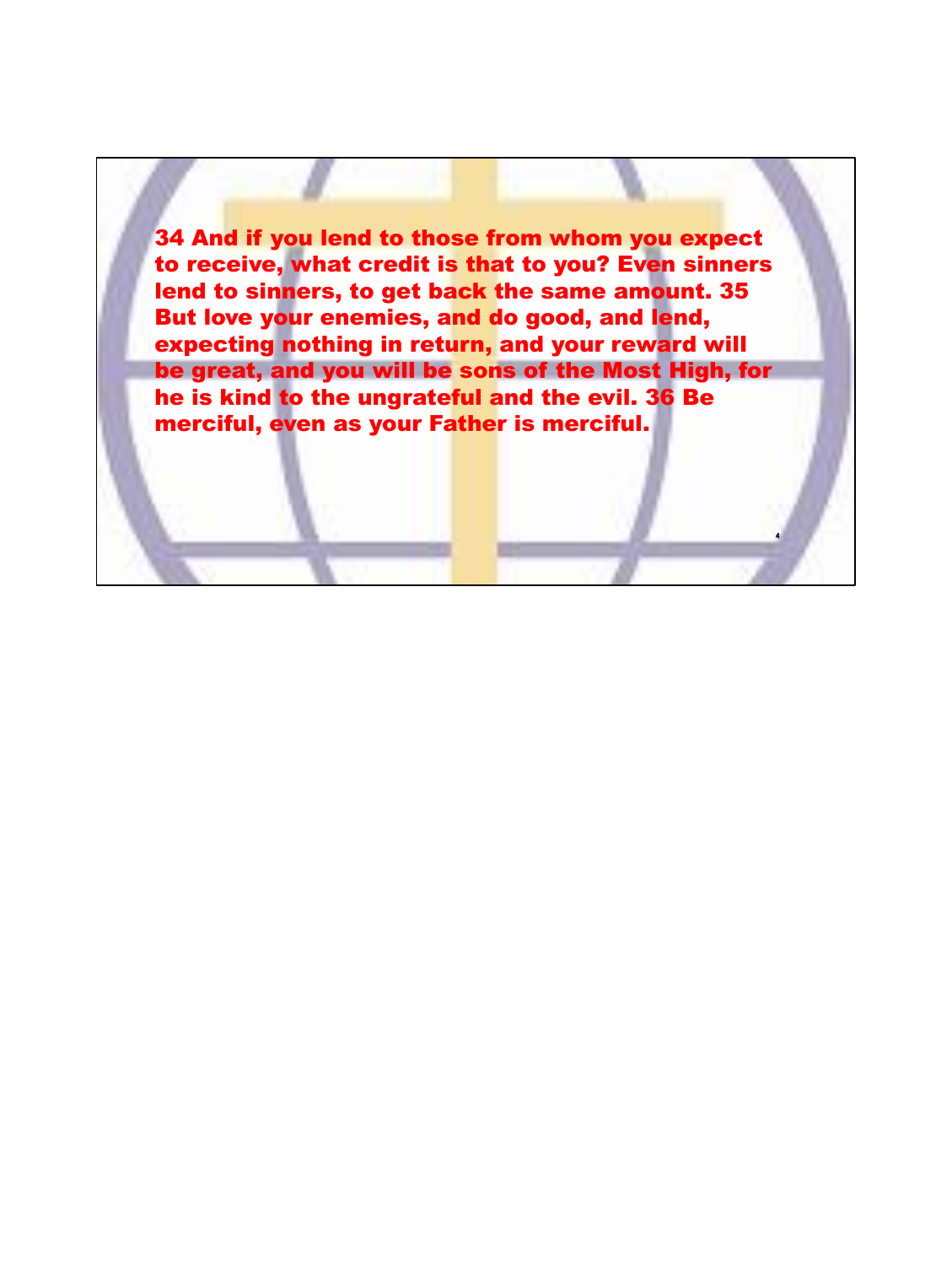**34 And if you lend to those from whom you expect to receive, what credit is that to you? Even sinners lend to sinners, to get back the same amount. 35 But love your enemies, and do good, and lend, expecting nothing in return, and your reward will be great, and you will be sons of the Most High, for he is kind to the ungrateful and the evil. 36 Be merciful, even as your Father is merciful.**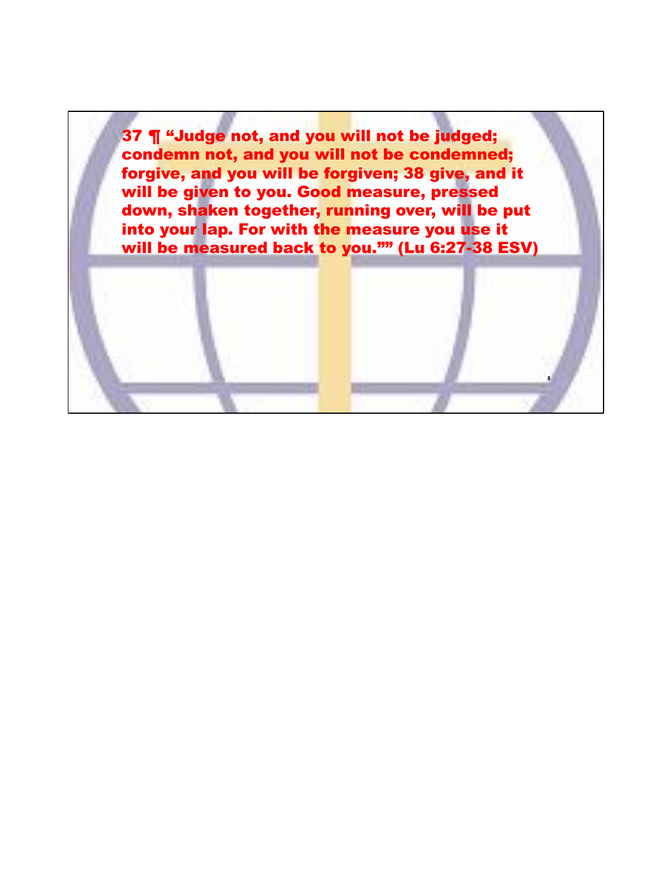**37 ¶ "Judge not, and you will not be judged; condemn not, and you will not be condemned; forgive, and you will be forgiven; 38 give, and it will be given to you. Good measure, pressed down, shaken together, running over, will be put into your lap. For with the measure you use it will be measured back to you."" (Lu 6:27-38 ESV)**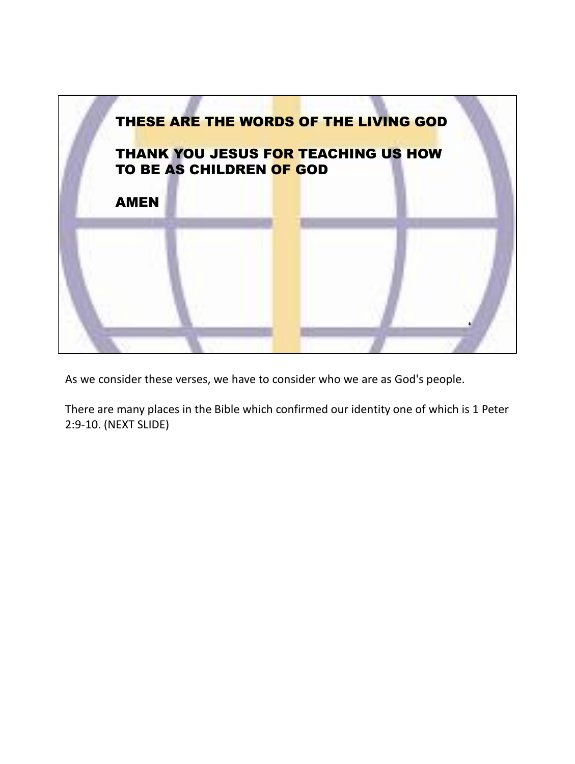THESE ARE THE WORDS OF THE LIVING GOD

THANK YOU JESUS FOR TEACHING US HOW TO BE AS CHILDREN OF GOD

AMEN

As we consider these verses, we have to consider who we are as God's people.

There are many places in the Bible which confirmed our identity one of which is 1 Peter 2:9-10. (NEXT SLIDE)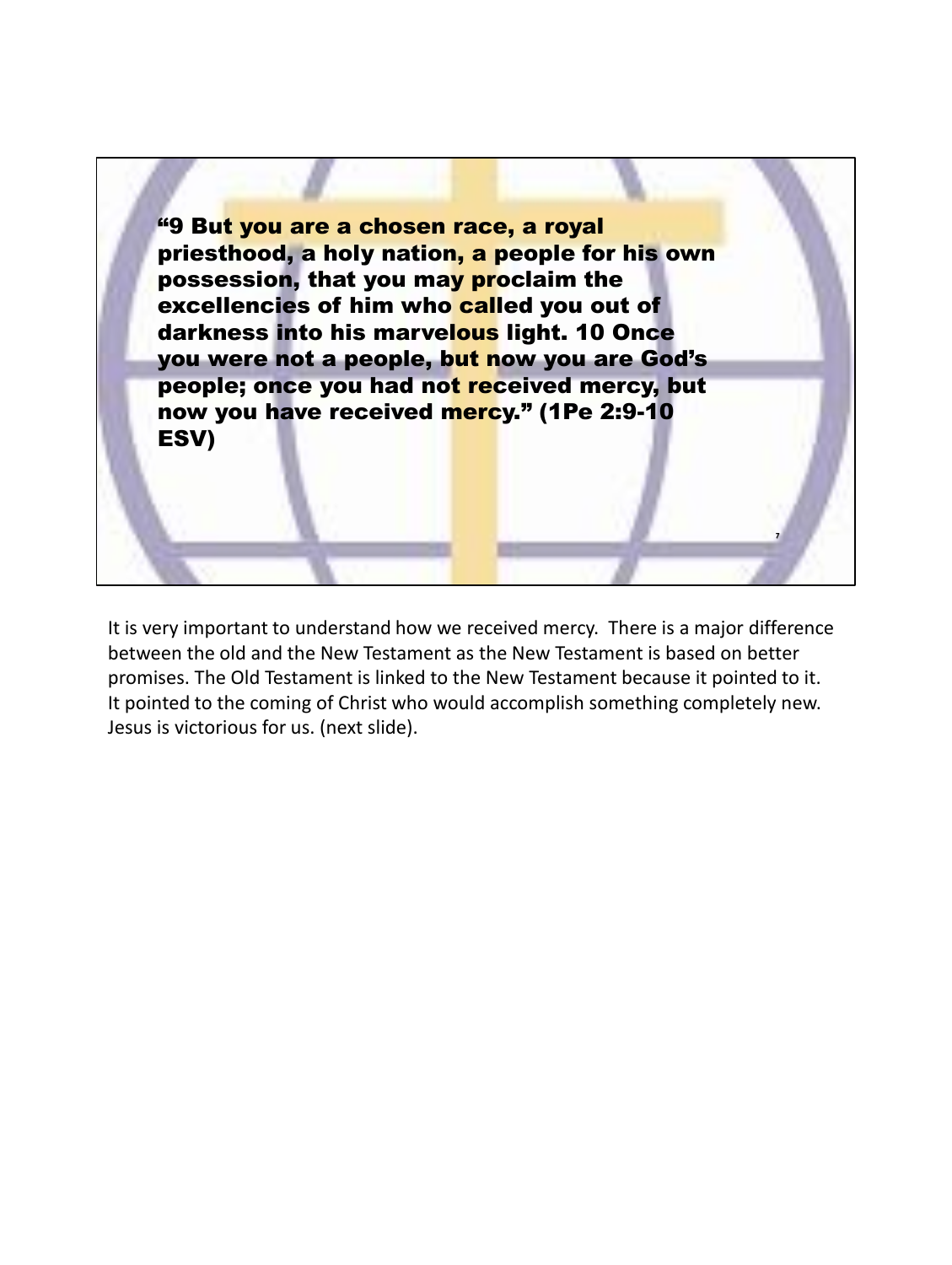**“9 But you are a chosen race, a royal priesthood, a holy nation, a people for his own possession, that you may proclaim the excellencies of him who called you out of darkness into his marvelous light. 10 Once you were not a people, but now you are God’s people; once you had not received mercy, but now you have received mercy.” (1Pe 2:9-10 ESV)**

It is very important to understand how we received mercy. There is a major difference between the old and the New Testament as the New Testament is based on better promises. The Old Testament is linked to the New Testament because it pointed to it. It pointed to the coming of Christ who would accomplish something completely new. Jesus is victorious for us. (next slide).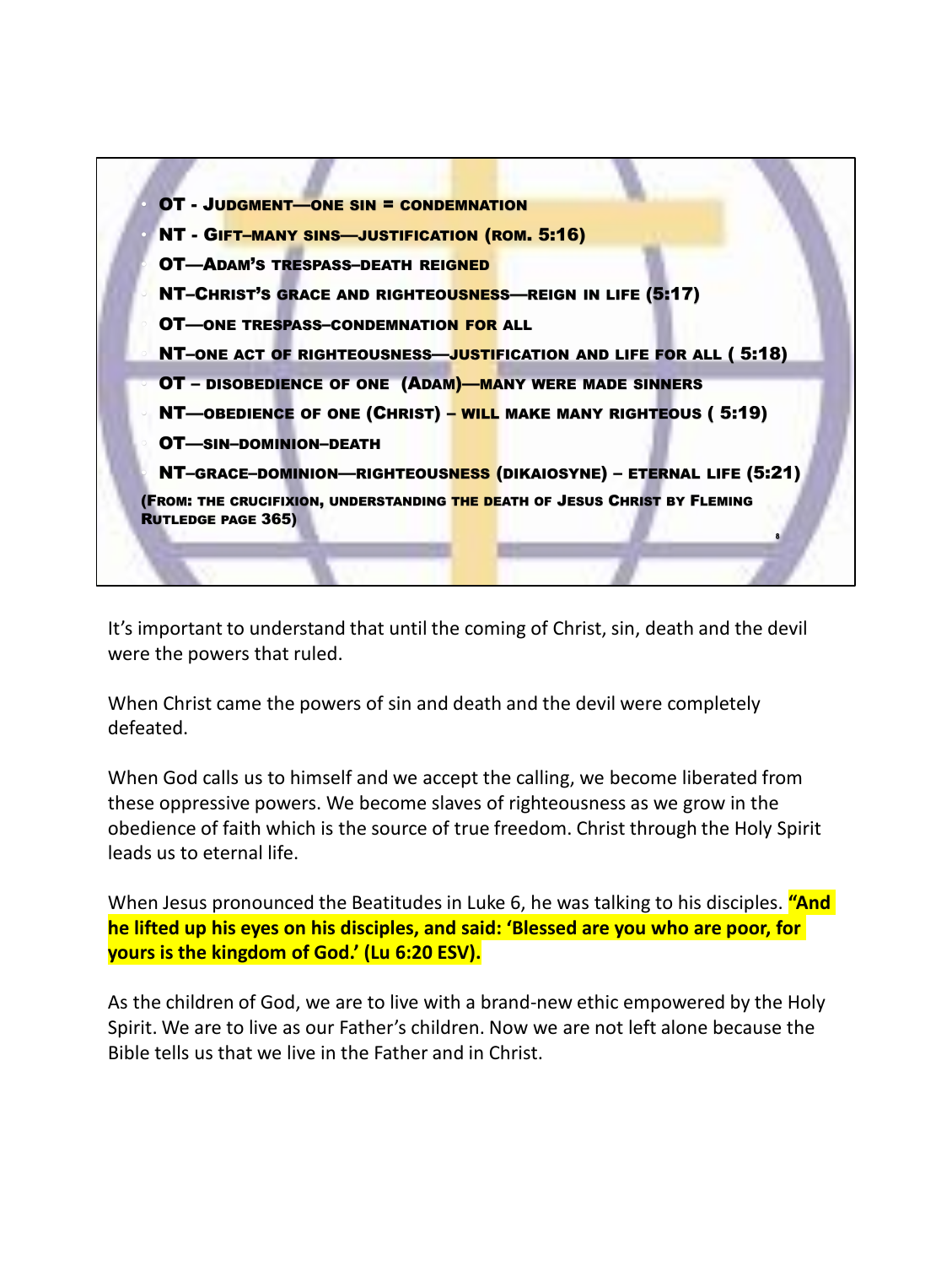- OT - Judgment—one sin = condemnation
- NT - Gift–many sins—justification (Rom. 5:16)
- OT—Adam's trespass–death reigned
- NT–Christ's grace and righteousness—reign in life (5:17)
- OT—one trespass–condemnation for all
- NT–one act of righteousness—justification and life for all ( 5:18)
- OT – disobedience of one (Adam)—many were made sinners
- NT—obedience of one (Christ) – will make many righteous ( 5:19)
- OT—sin–dominion–death
- NT–grace–dominion—righteousness (dikaiosyne) – eternal life (5:21)

(From: The Crucifixion, Understanding the Death of Jesus Christ by Fleming Rutledge page 365)

It's important to understand that until the coming of Christ, sin, death and the devil were the powers that ruled.

When Christ came the powers of sin and death and the devil were completely defeated.

When God calls us to himself and we accept the calling, we become liberated from these oppressive powers. We become slaves of righteousness as we grow in the obedience of faith which is the source of true freedom. Christ through the Holy Spirit leads us to eternal life.

When Jesus pronounced the Beatitudes in Luke 6, he was talking to his disciples. **"And he lifted up his eyes on his disciples, and said: 'Blessed are you who are poor, for yours is the kingdom of God.' (Lu 6:20 ESV).**

As the children of God, we are to live with a brand-new ethic empowered by the Holy Spirit. We are to live as our Father's children. Now we are not left alone because the Bible tells us that we live in the Father and in Christ.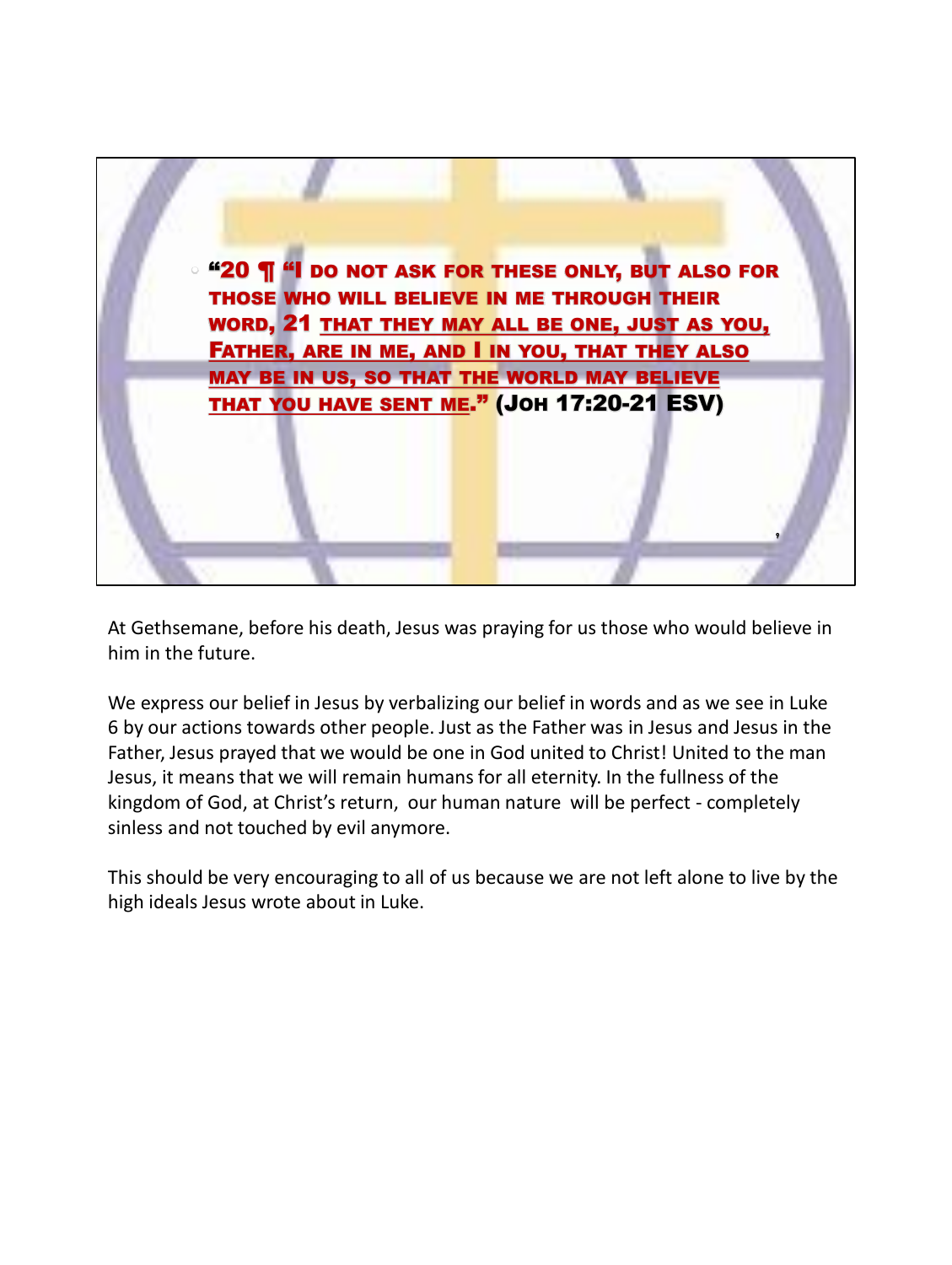**"20 ¶ "I DO NOT ASK FOR THESE ONLY, BUT ALSO FOR THOSE WHO WILL BELIEVE IN ME THROUGH THEIR WORD, 21 THAT THEY MAY ALL BE ONE, JUST AS YOU, FATHER, ARE IN ME, AND I IN YOU, THAT THEY ALSO MAY BE IN US, SO THAT THE WORLD MAY BELIEVE THAT YOU HAVE SENT ME." (JOH 17:20-21 ESV)**

At Gethsemane, before his death, Jesus was praying for us those who would believe in him in the future.

We express our belief in Jesus by verbalizing our belief in words and as we see in Luke 6 by our actions towards other people. Just as the Father was in Jesus and Jesus in the Father, Jesus prayed that we would be one in God united to Christ! United to the man Jesus, it means that we will remain humans for all eternity. In the fullness of the kingdom of God, at Christ's return, our human nature will be perfect - completely sinless and not touched by evil anymore.

This should be very encouraging to all of us because we are not left alone to live by the high ideals Jesus wrote about in Luke.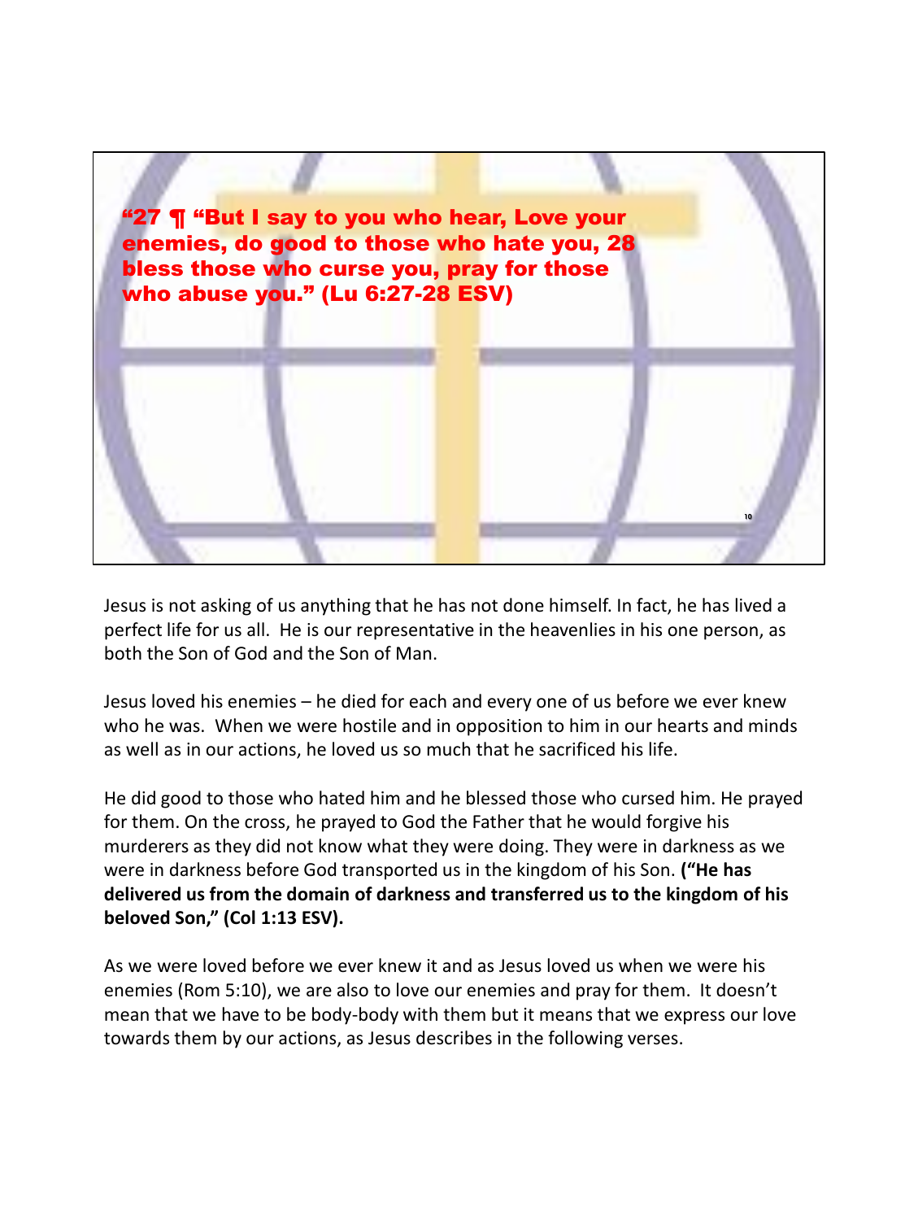"27 ¶ "But I say to you who hear, Love your enemies, do good to those who hate you, 28 bless those who curse you, pray for those who abuse you." (Lu 6:27-28 ESV)

Jesus is not asking of us anything that he has not done himself. In fact, he has lived a perfect life for us all. He is our representative in the heavenlies in his one person, as both the Son of God and the Son of Man.

Jesus loved his enemies – he died for each and every one of us before we ever knew who he was. When we were hostile and in opposition to him in our hearts and minds as well as in our actions, he loved us so much that he sacrificed his life.

He did good to those who hated him and he blessed those who cursed him. He prayed for them. On the cross, he prayed to God the Father that he would forgive his murderers as they did not know what they were doing. They were in darkness as we were in darkness before God transported us in the kingdom of his Son. **("He has delivered us from the domain of darkness and transferred us to the kingdom of his beloved Son," (Col 1:13 ESV).**

As we were loved before we ever knew it and as Jesus loved us when we were his enemies (Rom 5:10), we are also to love our enemies and pray for them. It doesn't mean that we have to be body-body with them but it means that we express our love towards them by our actions, as Jesus describes in the following verses.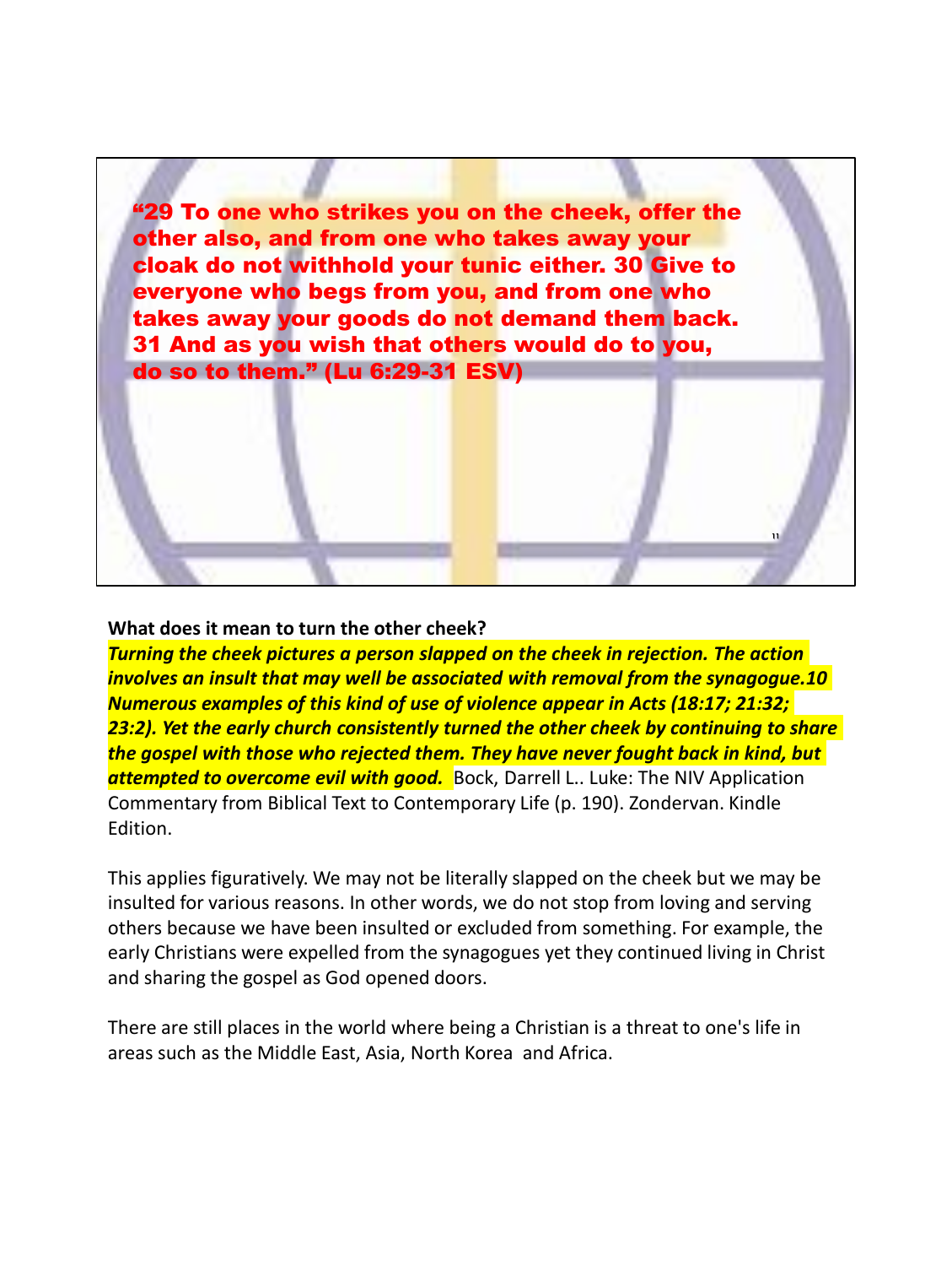**“29 To one who strikes you on the cheek, offer the other also, and from one who takes away your cloak do not withhold your tunic either. 30 Give to everyone who begs from you, and from one who takes away your goods do not demand them back. 31 And as you wish that others would do to you, do so to them.” (Lu 6:29-31 ESV)**

**What does it mean to turn the other cheek?**

***Turning the cheek pictures a person slapped on the cheek in rejection. The action involves an insult that may well be associated with removal from the synagogue.10 Numerous examples of this kind of use of violence appear in Acts (18:17; 21:32; 23:2). Yet the early church consistently turned the other cheek by continuing to share the gospel with those who rejected them. They have never fought back in kind, but attempted to overcome evil with good.*** Bock, Darrell L.. Luke: The NIV Application Commentary from Biblical Text to Contemporary Life (p. 190). Zondervan. Kindle Edition.

This applies figuratively. We may not be literally slapped on the cheek but we may be insulted for various reasons. In other words, we do not stop from loving and serving others because we have been insulted or excluded from something. For example, the early Christians were expelled from the synagogues yet they continued living in Christ and sharing the gospel as God opened doors.

There are still places in the world where being a Christian is a threat to one's life in areas such as the Middle East, Asia, North Korea and Africa.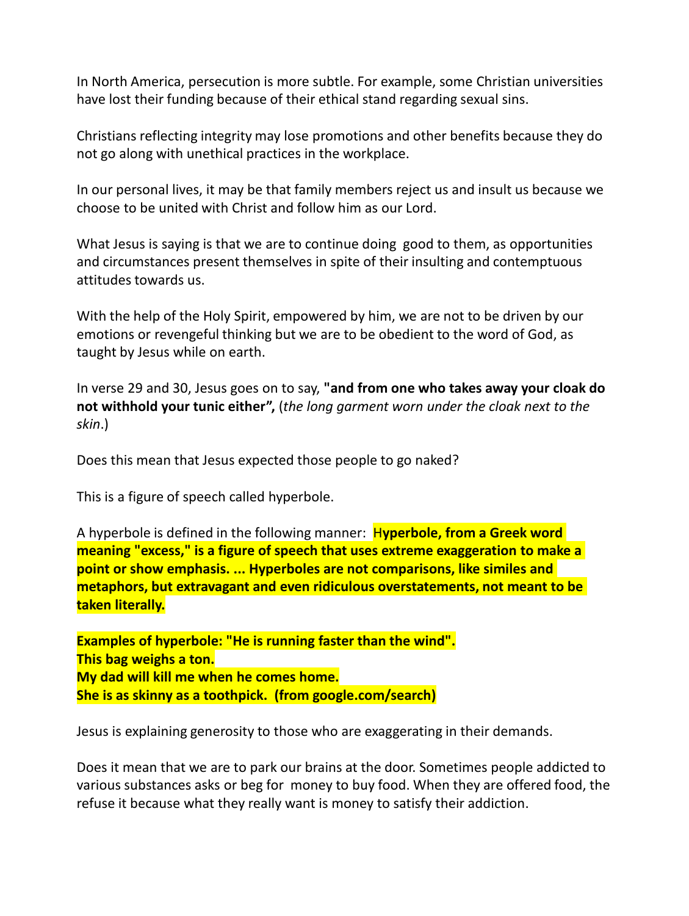In North America, persecution is more subtle. For example, some Christian universities have lost their funding because of their ethical stand regarding sexual sins.

Christians reflecting integrity may lose promotions and other benefits because they do not go along with unethical practices in the workplace.

In our personal lives, it may be that family members reject us and insult us because we choose to be united with Christ and follow him as our Lord.

What Jesus is saying is that we are to continue doing  good to them, as opportunities and circumstances present themselves in spite of their insulting and contemptuous attitudes towards us.

With the help of the Holy Spirit, empowered by him, we are not to be driven by our emotions or revengeful thinking but we are to be obedient to the word of God, as taught by Jesus while on earth.

In verse 29 and 30, Jesus goes on to say, **"and from one who takes away your cloak do not withhold your tunic either",** (*the long garment worn under the cloak next to the skin*.)

Does this mean that Jesus expected those people to go naked?

This is a figure of speech called hyperbole.

A hyperbole is defined in the following manner:  H**yperbole, from a Greek word meaning "excess," is a figure of speech that uses extreme exaggeration to make a point or show emphasis. ... Hyperboles are not comparisons, like similes and metaphors, but extravagant and even ridiculous overstatements, not meant to be taken literally.**

**Examples of hyperbole: "He is running faster than the wind".**
**This bag weighs a ton.**
**My dad will kill me when he comes home.**
**She is as skinny as a toothpick.  (from google.com/search)**

Jesus is explaining generosity to those who are exaggerating in their demands.

Does it mean that we are to park our brains at the door. Sometimes people addicted to various substances asks or beg for  money to buy food. When they are offered food, the refuse it because what they really want is money to satisfy their addiction.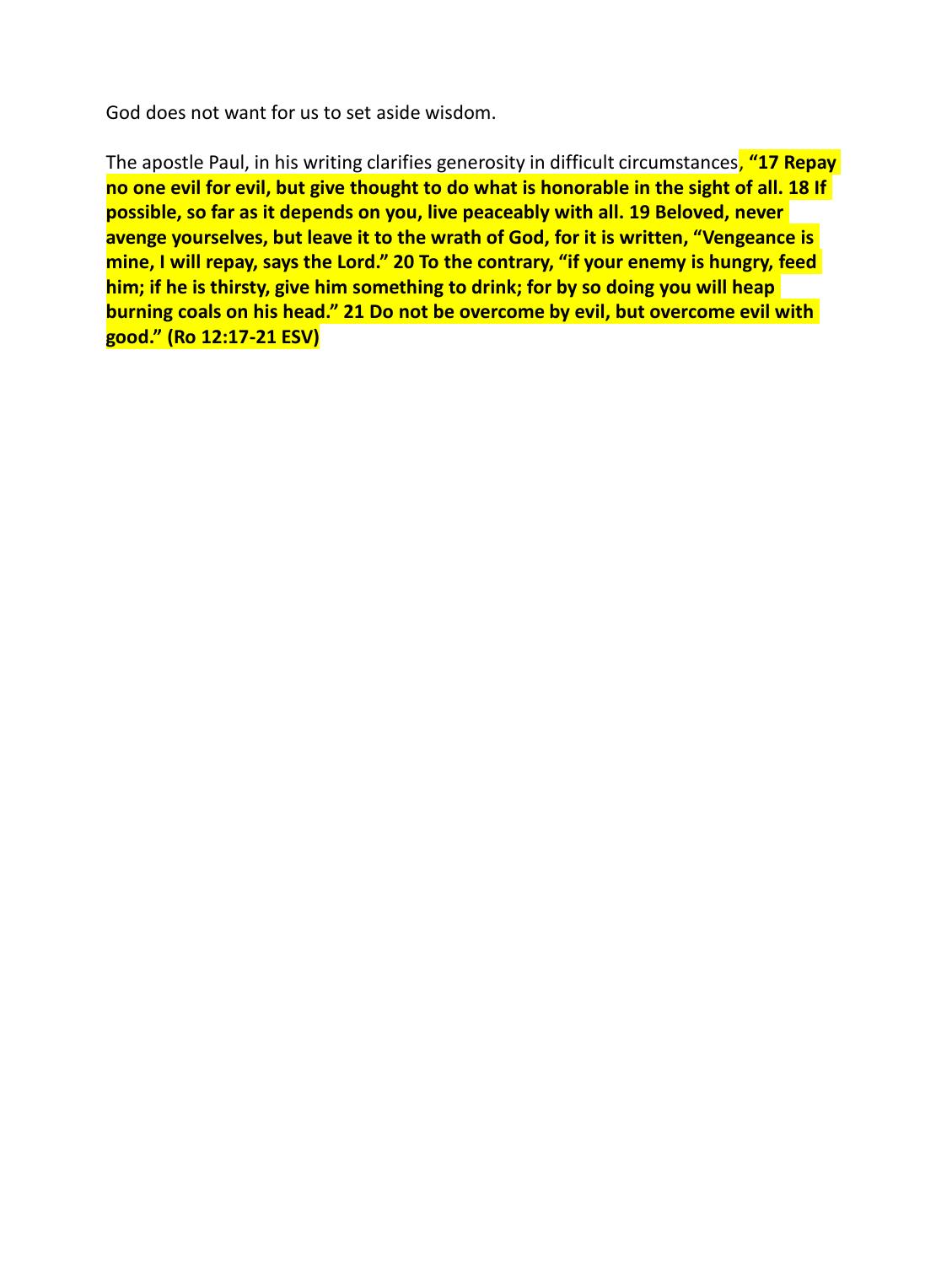God does not want for us to set aside wisdom.

The apostle Paul, in his writing clarifies generosity in difficult circumstances, **"17 Repay no one evil for evil, but give thought to do what is honorable in the sight of all. 18 If possible, so far as it depends on you, live peaceably with all. 19 Beloved, never avenge yourselves, but leave it to the wrath of God, for it is written, "Vengeance is mine, I will repay, says the Lord." 20 To the contrary, "if your enemy is hungry, feed him; if he is thirsty, give him something to drink; for by so doing you will heap burning coals on his head." 21 Do not be overcome by evil, but overcome evil with good." (Ro 12:17-21 ESV)**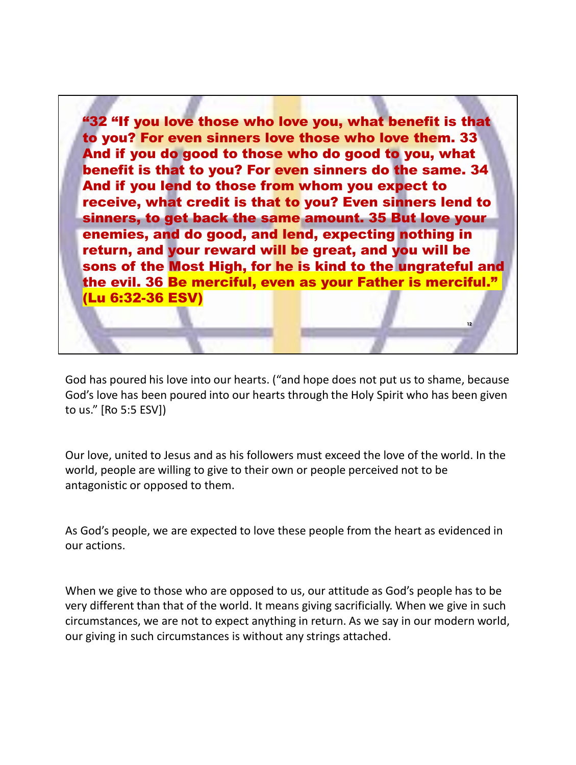**"32 "If you love those who love you, what benefit is that to you? For even sinners love those who love them. 33 And if you do good to those who do good to you, what benefit is that to you? For even sinners do the same. 34 And if you lend to those from whom you expect to receive, what credit is that to you? Even sinners lend to sinners, to get back the same amount. 35 But love your enemies, and do good, and lend, expecting nothing in return, and your reward will be great, and you will be sons of the Most High, for he is kind to the ungrateful and the evil. 36 Be merciful, even as your Father is merciful." (Lu 6:32-36 ESV)**

God has poured his love into our hearts. ("and hope does not put us to shame, because God's love has been poured into our hearts through the Holy Spirit who has been given to us." [Ro 5:5 ESV])

Our love, united to Jesus and as his followers must exceed the love of the world. In the world, people are willing to give to their own or people perceived not to be antagonistic or opposed to them.

As God's people, we are expected to love these people from the heart as evidenced in our actions.

When we give to those who are opposed to us, our attitude as God's people has to be very different than that of the world. It means giving sacrificially. When we give in such circumstances, we are not to expect anything in return. As we say in our modern world, our giving in such circumstances is without any strings attached.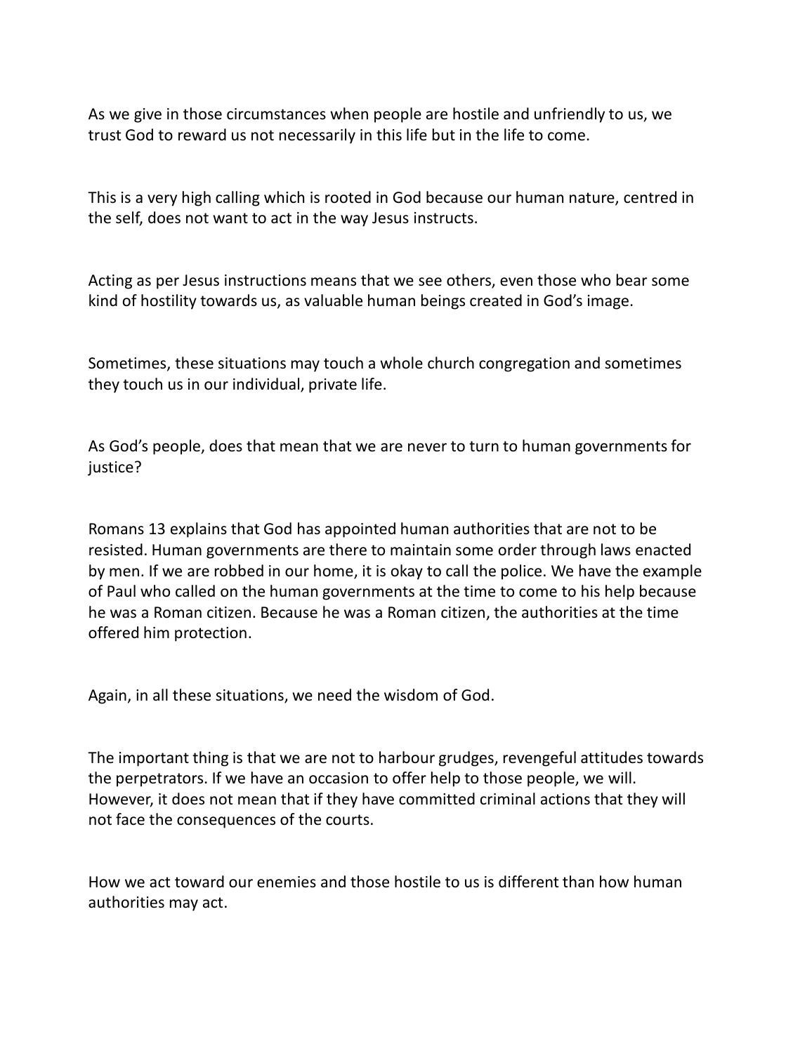As we give in those circumstances when people are hostile and unfriendly to us, we trust God to reward us not necessarily in this life but in the life to come.

This is a very high calling which is rooted in God because our human nature, centred in the self, does not want to act in the way Jesus instructs.

Acting as per Jesus instructions means that we see others, even those who bear some kind of hostility towards us, as valuable human beings created in God's image.

Sometimes, these situations may touch a whole church congregation and sometimes they touch us in our individual, private life.

As God's people, does that mean that we are never to turn to human governments for justice?

Romans 13 explains that God has appointed human authorities that are not to be resisted. Human governments are there to maintain some order through laws enacted by men. If we are robbed in our home, it is okay to call the police. We have the example of Paul who called on the human governments at the time to come to his help because he was a Roman citizen. Because he was a Roman citizen, the authorities at the time offered him protection.

Again, in all these situations, we need the wisdom of God.

The important thing is that we are not to harbour grudges, revengeful attitudes towards the perpetrators. If we have an occasion to offer help to those people, we will. However, it does not mean that if they have committed criminal actions that they will not face the consequences of the courts.

How we act toward our enemies and those hostile to us is different than how human authorities may act.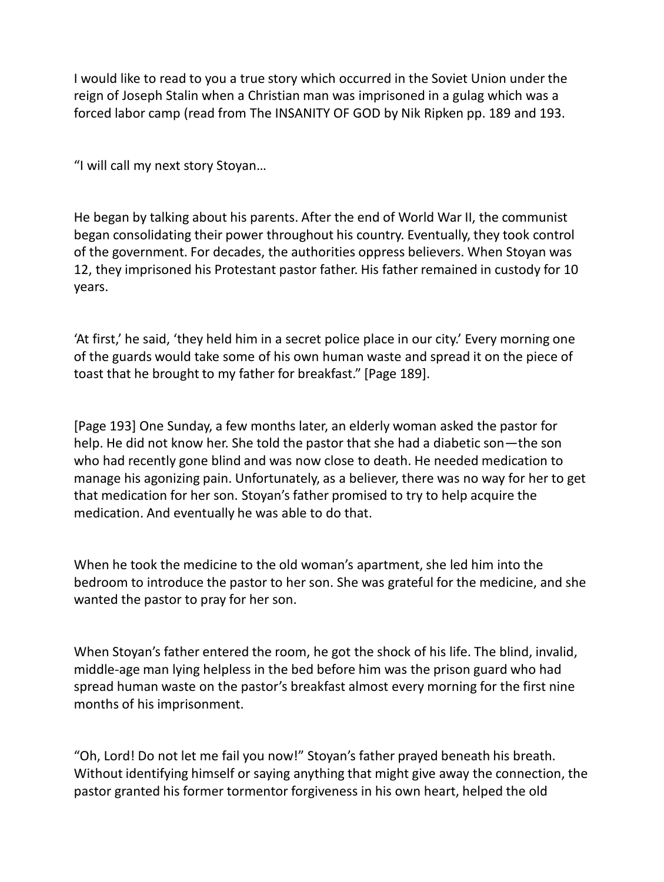I would like to read to you a true story which occurred in the Soviet Union under the reign of Joseph Stalin when a Christian man was imprisoned in a gulag which was a forced labor camp (read from The INSANITY OF GOD by Nik Ripken pp. 189 and 193.

"I will call my next story Stoyan…

He began by talking about his parents. After the end of World War II, the communist began consolidating their power throughout his country. Eventually, they took control of the government. For decades, the authorities oppress believers. When Stoyan was 12, they imprisoned his Protestant pastor father. His father remained in custody for 10 years.

'At first,' he said, 'they held him in a secret police place in our city.' Every morning one of the guards would take some of his own human waste and spread it on the piece of toast that he brought to my father for breakfast." [Page 189].

[Page 193] One Sunday, a few months later, an elderly woman asked the pastor for help. He did not know her. She told the pastor that she had a diabetic son—the son who had recently gone blind and was now close to death. He needed medication to manage his agonizing pain. Unfortunately, as a believer, there was no way for her to get that medication for her son. Stoyan's father promised to try to help acquire the medication. And eventually he was able to do that.

When he took the medicine to the old woman's apartment, she led him into the bedroom to introduce the pastor to her son. She was grateful for the medicine, and she wanted the pastor to pray for her son.

When Stoyan's father entered the room, he got the shock of his life. The blind, invalid, middle-age man lying helpless in the bed before him was the prison guard who had spread human waste on the pastor's breakfast almost every morning for the first nine months of his imprisonment.

"Oh, Lord! Do not let me fail you now!" Stoyan's father prayed beneath his breath. Without identifying himself or saying anything that might give away the connection, the pastor granted his former tormentor forgiveness in his own heart, helped the old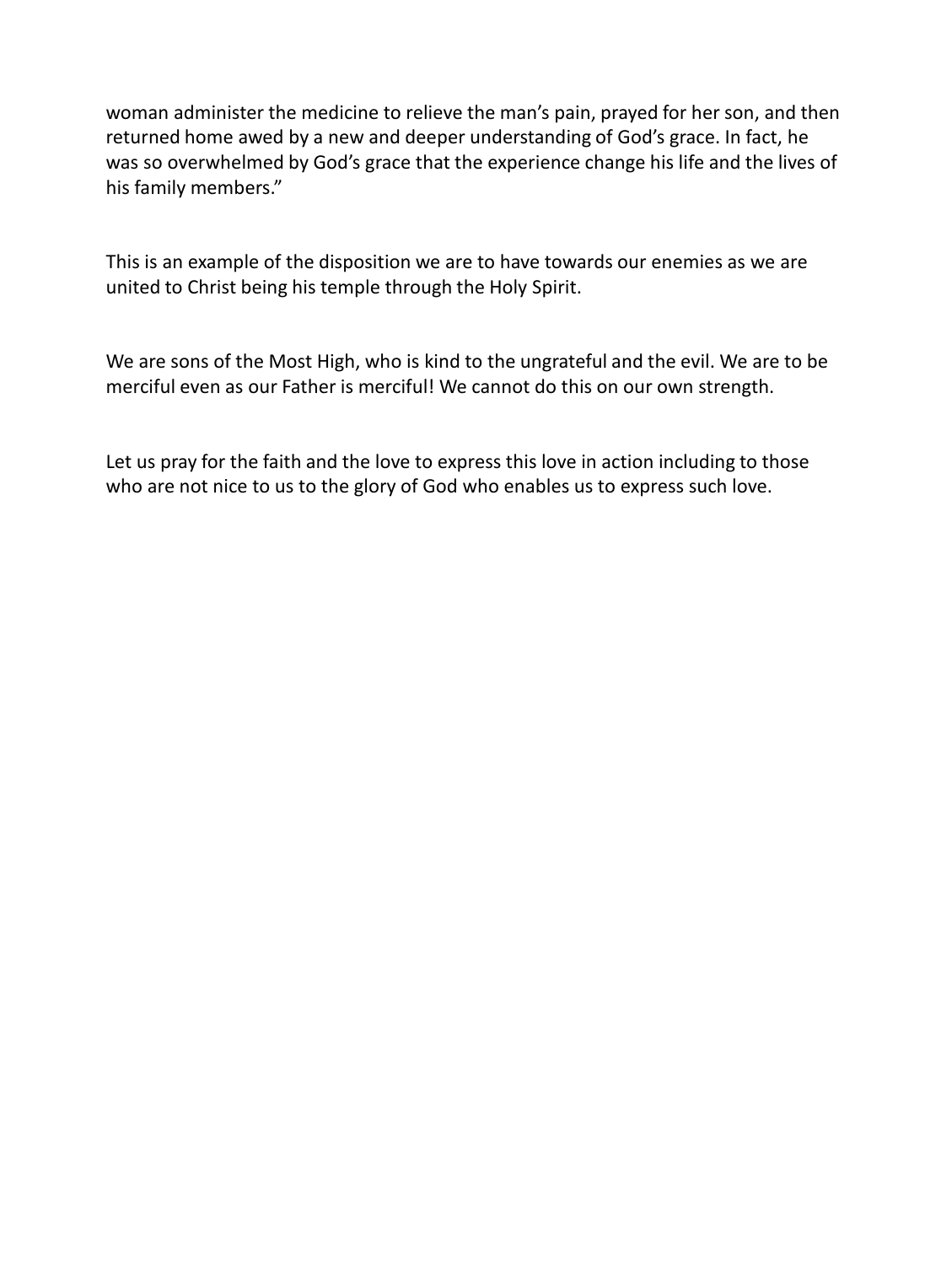woman administer the medicine to relieve the man's pain, prayed for her son, and then returned home awed by a new and deeper understanding of God's grace. In fact, he was so overwhelmed by God's grace that the experience change his life and the lives of his family members."

This is an example of the disposition we are to have towards our enemies as we are united to Christ being his temple through the Holy Spirit.

We are sons of the Most High, who is kind to the ungrateful and the evil. We are to be merciful even as our Father is merciful! We cannot do this on our own strength.

Let us pray for the faith and the love to express this love in action including to those who are not nice to us to the glory of God who enables us to express such love.